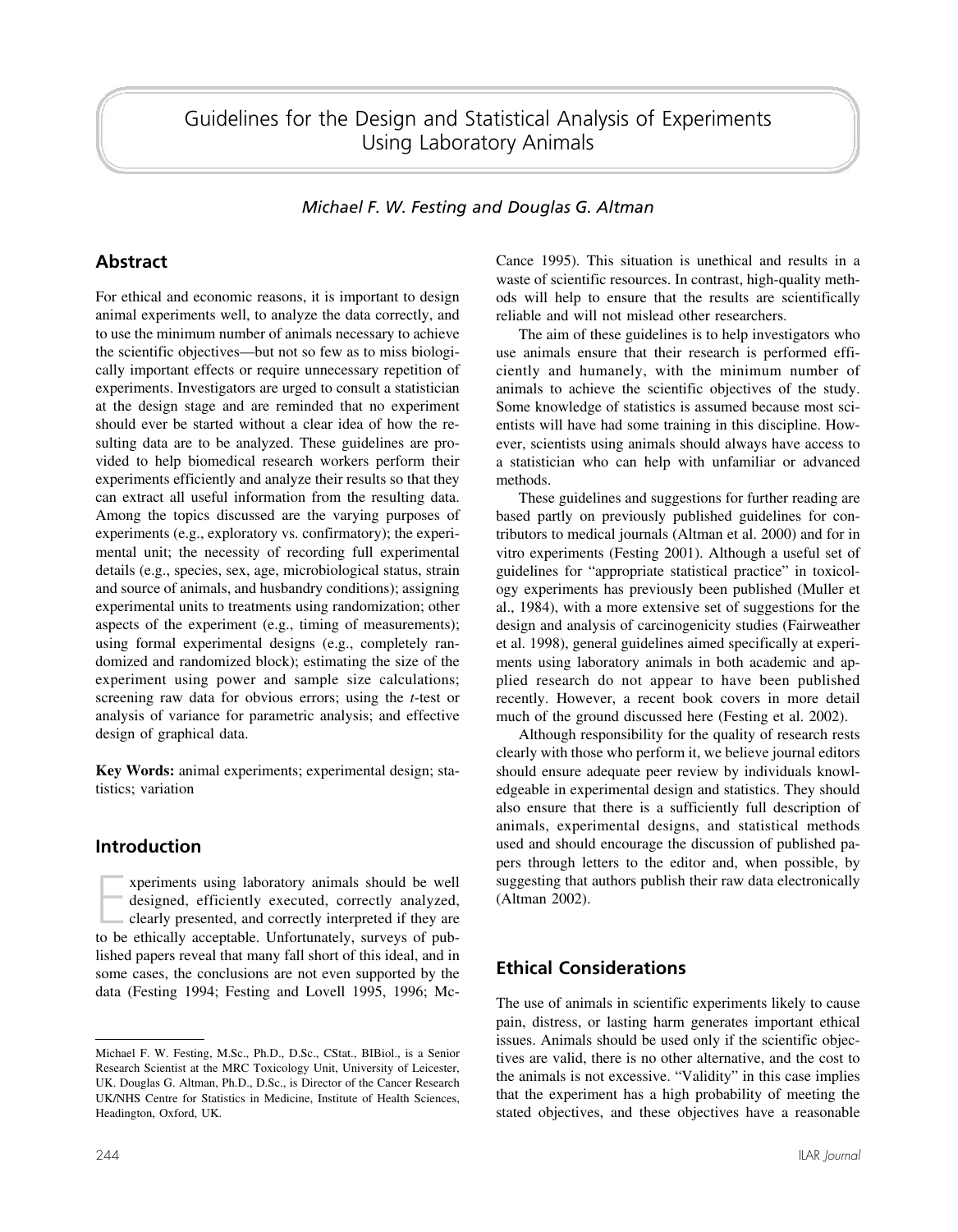# Guidelines for the Design and Statistical Analysis of Experiments Using Laboratory Animals

*Michael F. W. Festing and Douglas G. Altman*

## Abstract

For ethical and economic reasons, it is important to design animal experiments well, to analyze the data correctly, and to use the minimum number of animals necessary to achieve the scientific objectives—but not so few as to miss biologically important effects or require unnecessary repetition of experiments. Investigators are urged to consult a statistician at the design stage and are reminded that no experiment should ever be started without a clear idea of how the resulting data are to be analyzed. These guidelines are provided to help biomedical research workers perform their experiments efficiently and analyze their results so that they can extract all useful information from the resulting data. Among the topics discussed are the varying purposes of experiments (e.g., exploratory vs. confirmatory); the experimental unit; the necessity of recording full experimental details (e.g., species, sex, age, microbiological status, strain and source of animals, and husbandry conditions); assigning experimental units to treatments using randomization; other aspects of the experiment (e.g., timing of measurements); using formal experimental designs (e.g., completely randomized and randomized block); estimating the size of the experiment using power and sample size calculations; screening raw data for obvious errors; using the *t*-test or analysis of variance for parametric analysis; and effective design of graphical data.

**Key Words:** animal experiments; experimental design; statistics; variation

## Introduction

Experiments using laboratory animals should be well designed, efficiently executed, clearly presented, and correctly interpreted if they are to be ethically acceptable. Unfortunately, surveys of published papers reveal that many fall short of this ideal, and in some cases, the conclusions are not even supported by the data (Festing 1994; Festing and Lovell 1995, 1996; McCance 1995). This situation is unethical and results in a waste of scientific resources. In contrast, high-quality methods will help to ensure that the results are scientifically reliable and will not mislead other researchers.

The aim of these guidelines is to help investigators who use animals ensure that their research is performed efficiently and humanely, with the minimum number of animals to achieve the scientific objectives of the study. Some knowledge of statistics is assumed because most scientists will have had some training in this discipline. However, scientists using animals should always have access to a statistician who can help with unfamiliar or advanced methods.

These guidelines and suggestions for further reading are based partly on previously published guidelines for contributors to medical journals (Altman et al. 2000) and for in vitro experiments (Festing 2001). Although a useful set of guidelines for "appropriate statistical practice" in toxicology experiments has previously been published (Muller et al., 1984), with a more extensive set of suggestions for the design and analysis of carcinogenicity studies (Fairweather et al. 1998), general guidelines aimed specifically at experiments using laboratory animals in both academic and applied research do not appear to have been published recently. However, a recent book covers in more detail much of the ground discussed here (Festing et al. 2002).

Although responsibility for the quality of research rests clearly with those who perform it, we believe journal editors should ensure adequate peer review by individuals knowledgeable in experimental design and statistics. They should also ensure that there is a sufficiently full description of animals, experimental designs, and statistical methods used and should encourage the discussion of published papers through letters to the editor and, when possible, by suggesting that authors publish their raw data electronically (Altman 2002).

## Ethical Considerations

The use of animals in scientific experiments likely to cause pain, distress, or lasting harm generates important ethical issues. Animals should be used only if the scientific objectives are valid, there is no other alternative, and the cost to the animals is not excessive. "Validity" in this case implies that the experiment has a high probability of meeting the stated objectives, and these objectives have a reasonable

Michael F. W. Festing, M.Sc., Ph.D., D.Sc., CStat., BIBiol., is a Senior Research Scientist at the MRC Toxicology Unit, University of Leicester, UK. Douglas G. Altman, Ph.D., D.Sc., is Director of the Cancer Research UK/NHS Centre for Statistics in Medicine, Institute of Health Sciences, Headington, Oxford, UK.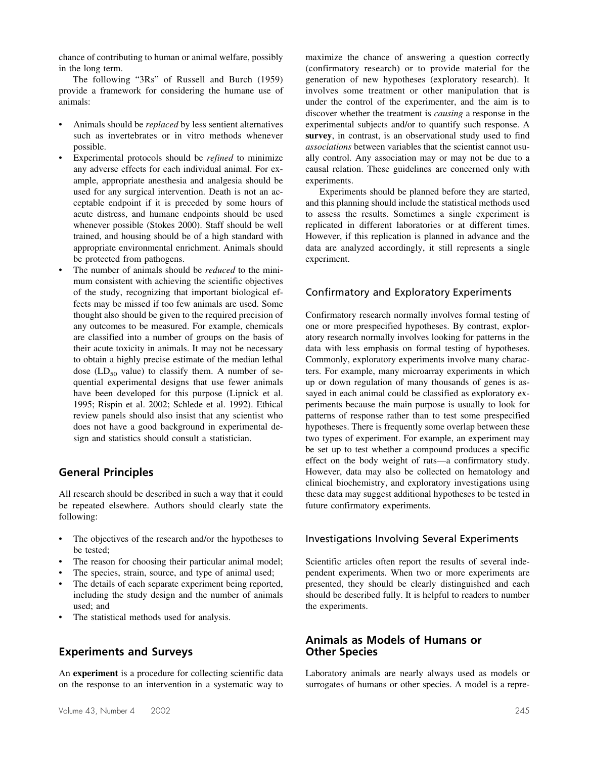chance of contributing to human or animal welfare, possibly in the long term.

The following "3Rs" of Russell and Burch (1959) provide a framework for considering the humane use of animals:

- Animals should be *replaced* by less sentient alternatives such as invertebrates or in vitro methods whenever possible.
- Experimental protocols should be *refined* to minimize any adverse effects for each individual animal. For example, appropriate anesthesia and analgesia should be used for any surgical intervention. Death is not an acceptable endpoint if it is preceded by some hours of acute distress, and humane endpoints should be used whenever possible (Stokes 2000). Staff should be well trained, and housing should be of a high standard with appropriate environmental enrichment. Animals should be protected from pathogens.
- The number of animals should be *reduced* to the minimum consistent with achieving the scientific objectives of the study, recognizing that important biological effects may be missed if too few animals are used. Some thought also should be given to the required precision of any outcomes to be measured. For example, chemicals are classified into a number of groups on the basis of their acute toxicity in animals. It may not be necessary to obtain a highly precise estimate of the median lethal dose ($LD_{50}$ value) to classify them. A number of sequential experimental designs that use fewer animals have been developed for this purpose (Lipnick et al. 1995; Rispin et al. 2002; Schlede et al. 1992). Ethical review panels should also insist that any scientist who does not have a good background in experimental design and statistics should consult a statistician.

## General Principles

All research should be described in such a way that it could be repeated elsewhere. Authors should clearly state the following:

- The objectives of the research and/or the hypotheses to be tested;
- The reason for choosing their particular animal model;
- The species, strain, source, and type of animal used;
- The details of each separate experiment being reported, including the study design and the number of animals used; and
- The statistical methods used for analysis.

## Experiments and Surveys

An **experiment** is a procedure for collecting scientific data on the response to an intervention in a systematic way to maximize the chance of answering a question correctly (confirmatory research) or to provide material for the generation of new hypotheses (exploratory research). It involves some treatment or other manipulation that is under the control of the experimenter, and the aim is to discover whether the treatment is *causing* a response in the experimental subjects and/or to quantify such response. A **survey**, in contrast, is an observational study used to find *associations* between variables that the scientist cannot usually control. Any association may or may not be due to a causal relation. These guidelines are concerned only with experiments.

Experiments should be planned before they are started, and this planning should include the statistical methods used to assess the results. Sometimes a single experiment is replicated in different laboratories or at different times. However, if this replication is planned in advance and the data are analyzed accordingly, it still represents a single experiment.

### Confirmatory and Exploratory Experiments

Confirmatory research normally involves formal testing of one or more prespecified hypotheses. By contrast, exploratory research normally involves looking for patterns in the data with less emphasis on formal testing of hypotheses. Commonly, exploratory experiments involve many characters. For example, many microarray experiments in which up or down regulation of many thousands of genes is assayed in each animal could be classified as exploratory experiments because the main purpose is usually to look for patterns of response rather than to test some prespecified hypotheses. There is frequently some overlap between these two types of experiment. For example, an experiment may be set up to test whether a compound produces a specific effect on the body weight of rats—a confirmatory study. However, data may also be collected on hematology and clinical biochemistry, and exploratory investigations using these data may suggest additional hypotheses to be tested in future confirmatory experiments.

### Investigations Involving Several Experiments

Scientific articles often report the results of several independent experiments. When two or more experiments are presented, they should be clearly distinguished and each should be described fully. It is helpful to readers to number the experiments.

## Animals as Models of Humans or Other Species

Laboratory animals are nearly always used as models or surrogates of humans or other species. A model is a repre-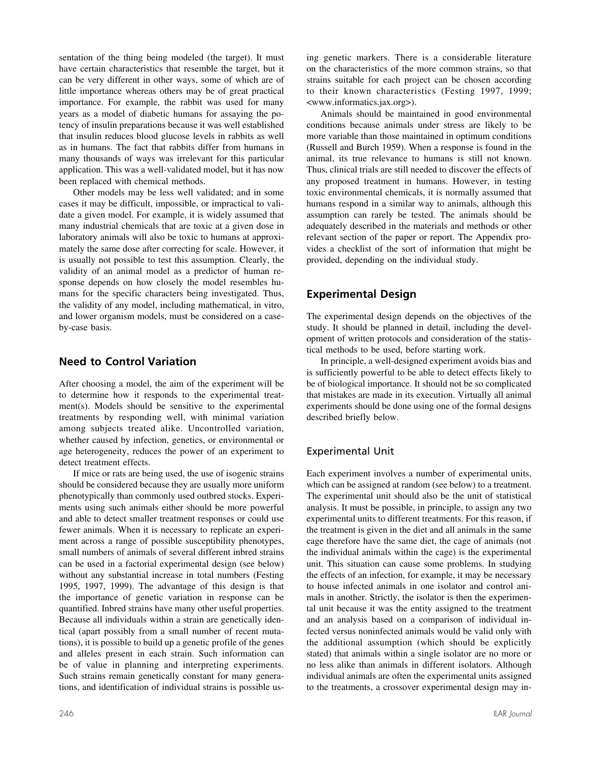sentation of the thing being modeled (the target). It must have certain characteristics that resemble the target, but it can be very different in other ways, some of which are of little importance whereas others may be of great practical importance. For example, the rabbit was used for many years as a model of diabetic humans for assaying the potency of insulin preparations because it was well established that insulin reduces blood glucose levels in rabbits as well as in humans. The fact that rabbits differ from humans in many thousands of ways was irrelevant for this particular application. This was a well-validated model, but it has now been replaced with chemical methods.

Other models may be less well validated; and in some cases it may be difficult, impossible, or impractical to validate a given model. For example, it is widely assumed that many industrial chemicals that are toxic at a given dose in laboratory animals will also be toxic to humans at approximately the same dose after correcting for scale. However, it is usually not possible to test this assumption. Clearly, the validity of an animal model as a predictor of human response depends on how closely the model resembles humans for the specific characters being investigated. Thus, the validity of any model, including mathematical, in vitro, and lower organism models, must be considered on a case-by-case basis.

## Need to Control Variation

After choosing a model, the aim of the experiment will be to determine how it responds to the experimental treatment(s). Models should be sensitive to the experimental treatments by responding well, with minimal variation among subjects treated alike. Uncontrolled variation, whether caused by infection, genetics, or environmental or age heterogeneity, reduces the power of an experiment to detect treatment effects.

If mice or rats are being used, the use of isogenic strains should be considered because they are usually more uniform phenotypically than commonly used outbred stocks. Experiments using such animals either should be more powerful and able to detect smaller treatment responses or could use fewer animals. When it is necessary to replicate an experiment across a range of possible susceptibility phenotypes, small numbers of animals of several different inbred strains can be used in a factorial experimental design (see below) without any substantial increase in total numbers (Festing 1995, 1997, 1999). The advantage of this design is that the importance of genetic variation in response can be quantified. Inbred strains have many other useful properties. Because all individuals within a strain are genetically identical (apart possibly from a small number of recent mutations), it is possible to build up a genetic profile of the genes and alleles present in each strain. Such information can be of value in planning and interpreting experiments. Such strains remain genetically constant for many generations, and identification of individual strains is possible using genetic markers. There is a considerable literature on the characteristics of the more common strains, so that strains suitable for each project can be chosen according to their known characteristics (Festing 1997, 1999; <www.informatics.jax.org>).

Animals should be maintained in good environmental conditions because animals under stress are likely to be more variable than those maintained in optimum conditions (Russell and Burch 1959). When a response is found in the animal, its true relevance to humans is still not known. Thus, clinical trials are still needed to discover the effects of any proposed treatment in humans. However, in testing toxic environmental chemicals, it is normally assumed that humans respond in a similar way to animals, although this assumption can rarely be tested. The animals should be adequately described in the materials and methods or other relevant section of the paper or report. The Appendix provides a checklist of the sort of information that might be provided, depending on the individual study.

## Experimental Design

The experimental design depends on the objectives of the study. It should be planned in detail, including the development of written protocols and consideration of the statistical methods to be used, before starting work.

In principle, a well-designed experiment avoids bias and is sufficiently powerful to be able to detect effects likely to be of biological importance. It should not be so complicated that mistakes are made in its execution. Virtually all animal experiments should be done using one of the formal designs described briefly below.

### Experimental Unit

Each experiment involves a number of experimental units, which can be assigned at random (see below) to a treatment. The experimental unit should also be the unit of statistical analysis. It must be possible, in principle, to assign any two experimental units to different treatments. For this reason, if the treatment is given in the diet and all animals in the same cage therefore have the same diet, the cage of animals (not the individual animals within the cage) is the experimental unit. This situation can cause some problems. In studying the effects of an infection, for example, it may be necessary to house infected animals in one isolator and control animals in another. Strictly, the isolator is then the experimental unit because it was the entity assigned to the treatment and an analysis based on a comparison of individual infected versus noninfected animals would be valid only with the additional assumption (which should be explicitly stated) that animals within a single isolator are no more or no less alike than animals in different isolators. Although individual animals are often the experimental units assigned to the treatments, a crossover experimental design may in-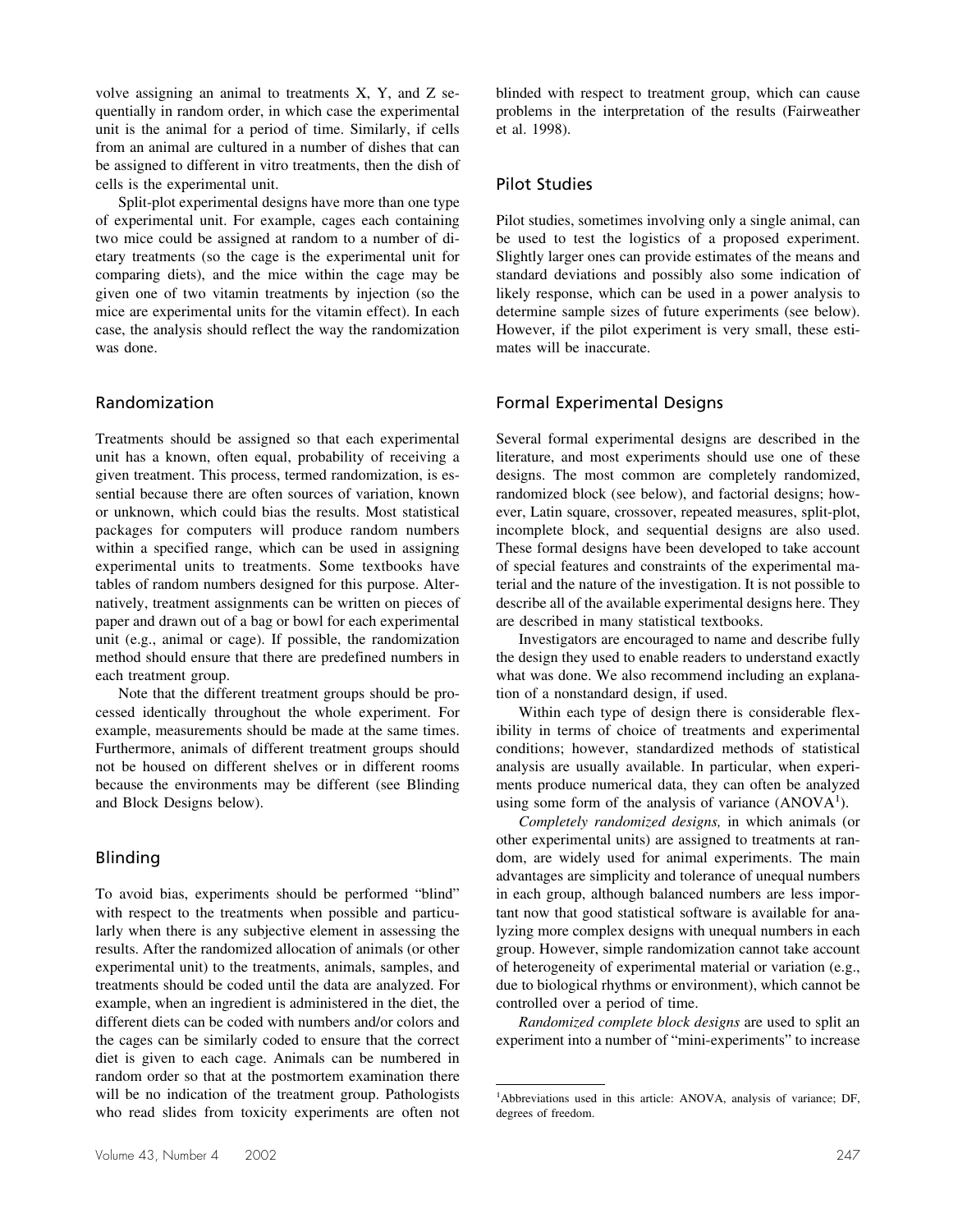volve assigning an animal to treatments X, Y, and Z sequentially in random order, in which case the experimental unit is the animal for a period of time. Similarly, if cells from an animal are cultured in a number of dishes that can be assigned to different in vitro treatments, then the dish of cells is the experimental unit.

Split-plot experimental designs have more than one type of experimental unit. For example, cages each containing two mice could be assigned at random to a number of dietary treatments (so the cage is the experimental unit for comparing diets), and the mice within the cage may be given one of two vitamin treatments by injection (so the mice are experimental units for the vitamin effect). In each case, the analysis should reflect the way the randomization was done.

## Randomization

Treatments should be assigned so that each experimental unit has a known, often equal, probability of receiving a given treatment. This process, termed randomization, is essential because there are often sources of variation, known or unknown, which could bias the results. Most statistical packages for computers will produce random numbers within a specified range, which can be used in assigning experimental units to treatments. Some textbooks have tables of random numbers designed for this purpose. Alternatively, treatment assignments can be written on pieces of paper and drawn out of a bag or bowl for each experimental unit (e.g., animal or cage). If possible, the randomization method should ensure that there are predefined numbers in each treatment group.

Note that the different treatment groups should be processed identically throughout the whole experiment. For example, measurements should be made at the same times. Furthermore, animals of different treatment groups should not be housed on different shelves or in different rooms because the environments may be different (see Blinding and Block Designs below).

## Blinding

To avoid bias, experiments should be performed "blind" with respect to the treatments when possible and particularly when there is any subjective element in assessing the results. After the randomized allocation of animals (or other experimental unit) to the treatments, animals, samples, and treatments should be coded until the data are analyzed. For example, when an ingredient is administered in the diet, the different diets can be coded with numbers and/or colors and the cages can be similarly coded to ensure that the correct diet is given to each cage. Animals can be numbered in random order so that at the postmortem examination there will be no indication of the treatment group. Pathologists who read slides from toxicity experiments are often not blinded with respect to treatment group, which can cause problems in the interpretation of the results (Fairweather et al. 1998).

## Pilot Studies

Pilot studies, sometimes involving only a single animal, can be used to test the logistics of a proposed experiment. Slightly larger ones can provide estimates of the means and standard deviations and possibly also some indication of likely response, which can be used in a power analysis to determine sample sizes of future experiments (see below). However, if the pilot experiment is very small, these estimates will be inaccurate.

## Formal Experimental Designs

Several formal experimental designs are described in the literature, and most experiments should use one of these designs. The most common are completely randomized, randomized block (see below), and factorial designs; however, Latin square, crossover, repeated measures, split-plot, incomplete block, and sequential designs are also used. These formal designs have been developed to take account of special features and constraints of the experimental material and the nature of the investigation. It is not possible to describe all of the available experimental designs here. They are described in many statistical textbooks.

Investigators are encouraged to name and describe fully the design they used to enable readers to understand exactly what was done. We also recommend including an explanation of a nonstandard design, if used.

Within each type of design there is considerable flexibility in terms of choice of treatments and experimental conditions; however, standardized methods of statistical analysis are usually available. In particular, when experiments produce numerical data, they can often be analyzed using some form of the analysis of variance (ANOVA[1]).

*Completely randomized designs,* in which animals (or other experimental units) are assigned to treatments at random, are widely used for animal experiments. The main advantages are simplicity and tolerance of unequal numbers in each group, although balanced numbers are less important now that good statistical software is available for analyzing more complex designs with unequal numbers in each group. However, simple randomization cannot take account of heterogeneity of experimental material or variation (e.g., due to biological rhythms or environment), which cannot be controlled over a period of time.

*Randomized complete block designs* are used to split an experiment into a number of "mini-experiments" to increase

[1]Abbreviations used in this article: ANOVA, analysis of variance; DF, degrees of freedom.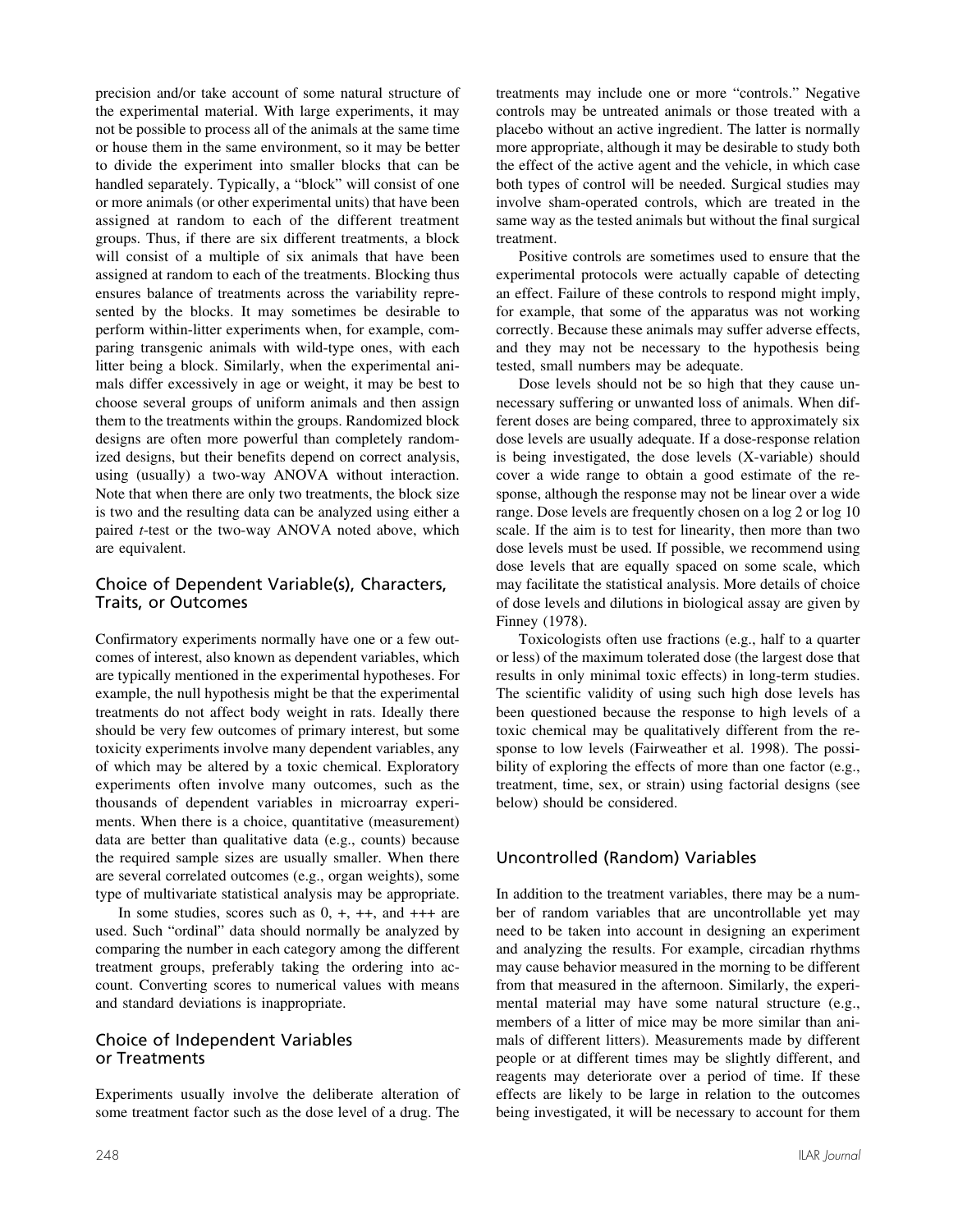precision and/or take account of some natural structure of the experimental material. With large experiments, it may not be possible to process all of the animals at the same time or house them in the same environment, so it may be better to divide the experiment into smaller blocks that can be handled separately. Typically, a "block" will consist of one or more animals (or other experimental units) that have been assigned at random to each of the different treatment groups. Thus, if there are six different treatments, a block will consist of a multiple of six animals that have been assigned at random to each of the treatments. Blocking thus ensures balance of treatments across the variability represented by the blocks. It may sometimes be desirable to perform within-litter experiments when, for example, comparing transgenic animals with wild-type ones, with each litter being a block. Similarly, when the experimental animals differ excessively in age or weight, it may be best to choose several groups of uniform animals and then assign them to the treatments within the groups. Randomized block designs are often more powerful than completely randomized designs, but their benefits depend on correct analysis, using (usually) a two-way ANOVA without interaction. Note that when there are only two treatments, the block size is two and the resulting data can be analyzed using either a paired *t*-test or the two-way ANOVA noted above, which are equivalent.

## Choice of Dependent Variable(s), Characters, Traits, or Outcomes

Confirmatory experiments normally have one or a few outcomes of interest, also known as dependent variables, which are typically mentioned in the experimental hypotheses. For example, the null hypothesis might be that the experimental treatments do not affect body weight in rats. Ideally there should be very few outcomes of primary interest, but some toxicity experiments involve many dependent variables, any of which may be altered by a toxic chemical. Exploratory experiments often involve many outcomes, such as the thousands of dependent variables in microarray experiments. When there is a choice, quantitative (measurement) data are better than qualitative data (e.g., counts) because the required sample sizes are usually smaller. When there are several correlated outcomes (e.g., organ weights), some type of multivariate statistical analysis may be appropriate.

In some studies, scores such as 0, +, ++, and +++ are used. Such "ordinal" data should normally be analyzed by comparing the number in each category among the different treatment groups, preferably taking the ordering into account. Converting scores to numerical values with means and standard deviations is inappropriate.

## Choice of Independent Variables or Treatments

Experiments usually involve the deliberate alteration of some treatment factor such as the dose level of a drug. The treatments may include one or more "controls." Negative controls may be untreated animals or those treated with a placebo without an active ingredient. The latter is normally more appropriate, although it may be desirable to study both the effect of the active agent and the vehicle, in which case both types of control will be needed. Surgical studies may involve sham-operated controls, which are treated in the same way as the tested animals but without the final surgical treatment.

Positive controls are sometimes used to ensure that the experimental protocols were actually capable of detecting an effect. Failure of these controls to respond might imply, for example, that some of the apparatus was not working correctly. Because these animals may suffer adverse effects, and they may not be necessary to the hypothesis being tested, small numbers may be adequate.

Dose levels should not be so high that they cause unnecessary suffering or unwanted loss of animals. When different doses are being compared, three to approximately six dose levels are usually adequate. If a dose-response relation is being investigated, the dose levels (X-variable) should cover a wide range to obtain a good estimate of the response, although the response may not be linear over a wide range. Dose levels are frequently chosen on a log 2 or log 10 scale. If the aim is to test for linearity, then more than two dose levels must be used. If possible, we recommend using dose levels that are equally spaced on some scale, which may facilitate the statistical analysis. More details of choice of dose levels and dilutions in biological assay are given by Finney (1978).

Toxicologists often use fractions (e.g., half to a quarter or less) of the maximum tolerated dose (the largest dose that results in only minimal toxic effects) in long-term studies. The scientific validity of using such high dose levels has been questioned because the response to high levels of a toxic chemical may be qualitatively different from the response to low levels (Fairweather et al. 1998). The possibility of exploring the effects of more than one factor (e.g., treatment, time, sex, or strain) using factorial designs (see below) should be considered.

## Uncontrolled (Random) Variables

In addition to the treatment variables, there may be a number of random variables that are uncontrollable yet may need to be taken into account in designing an experiment and analyzing the results. For example, circadian rhythms may cause behavior measured in the morning to be different from that measured in the afternoon. Similarly, the experimental material may have some natural structure (e.g., members of a litter of mice may be more similar than animals of different litters). Measurements made by different people or at different times may be slightly different, and reagents may deteriorate over a period of time. If these effects are likely to be large in relation to the outcomes being investigated, it will be necessary to account for them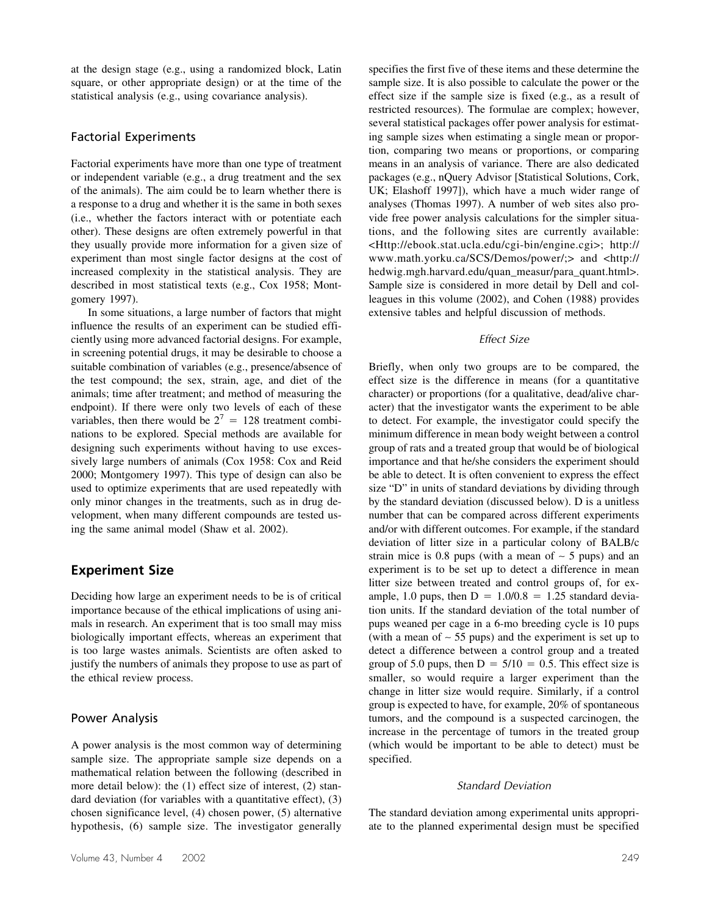at the design stage (e.g., using a randomized block, Latin square, or other appropriate design) or at the time of the statistical analysis (e.g., using covariance analysis).

### Factorial Experiments

Factorial experiments have more than one type of treatment or independent variable (e.g., a drug treatment and the sex of the animals). The aim could be to learn whether there is a response to a drug and whether it is the same in both sexes (i.e., whether the factors interact with or potentiate each other). These designs are often extremely powerful in that they usually provide more information for a given size of experiment than most single factor designs at the cost of increased complexity in the statistical analysis. They are described in most statistical texts (e.g., Cox 1958; Montgomery 1997).

In some situations, a large number of factors that might influence the results of an experiment can be studied efficiently using more advanced factorial designs. For example, in screening potential drugs, it may be desirable to choose a suitable combination of variables (e.g., presence/absence of the test compound; the sex, strain, age, and diet of the animals; time after treatment; and method of measuring the endpoint). If there were only two levels of each of these variables, then there would be $2^7 = 128$ treatment combinations to be explored. Special methods are available for designing such experiments without having to use excessively large numbers of animals (Cox 1958: Cox and Reid 2000; Montgomery 1997). This type of design can also be used to optimize experiments that are used repeatedly with only minor changes in the treatments, such as in drug development, when many different compounds are tested using the same animal model (Shaw et al. 2002).

## Experiment Size

Deciding how large an experiment needs to be is of critical importance because of the ethical implications of using animals in research. An experiment that is too small may miss biologically important effects, whereas an experiment that is too large wastes animals. Scientists are often asked to justify the numbers of animals they propose to use as part of the ethical review process.

### Power Analysis

A power analysis is the most common way of determining sample size. The appropriate sample size depends on a mathematical relation between the following (described in more detail below): the (1) effect size of interest, (2) standard deviation (for variables with a quantitative effect), (3) chosen significance level, (4) chosen power, (5) alternative hypothesis, (6) sample size. The investigator generally specifies the first five of these items and these determine the sample size. It is also possible to calculate the power or the effect size if the sample size is fixed (e.g., as a result of restricted resources). The formulae are complex; however, several statistical packages offer power analysis for estimating sample sizes when estimating a single mean or proportion, comparing two means or proportions, or comparing means in an analysis of variance. There are also dedicated packages (e.g., nQuery Advisor [Statistical Solutions, Cork, UK; Elashoff 1997]), which have a much wider range of analyses (Thomas 1997). A number of web sites also provide free power analysis calculations for the simpler situations, and the following sites are currently available: <Http://ebook.stat.ucla.edu/cgi-bin/engine.cgi>; http://www.math.yorku.ca/SCS/Demos/power/;> and <http://hedwig.mgh.harvard.edu/quan_measur/para_quant.html>. Sample size is considered in more detail by Dell and colleagues in this volume (2002), and Cohen (1988) provides extensive tables and helpful discussion of methods.

#### *Effect Size*

Briefly, when only two groups are to be compared, the effect size is the difference in means (for a quantitative character) or proportions (for a qualitative, dead/alive character) that the investigator wants the experiment to be able to detect. For example, the investigator could specify the minimum difference in mean body weight between a control group of rats and a treated group that would be of biological importance and that he/she considers the experiment should be able to detect. It is often convenient to express the effect size "D" in units of standard deviations by dividing through by the standard deviation (discussed below). D is a unitless number that can be compared across different experiments and/or with different outcomes. For example, if the standard deviation of litter size in a particular colony of BALB/c strain mice is 0.8 pups (with a mean of ~ 5 pups) and an experiment is to be set up to detect a difference in mean litter size between treated and control groups of, for example, 1.0 pups, then $D = 1.0/0.8 = 1.25$ standard deviation units. If the standard deviation of the total number of pups weaned per cage in a 6-mo breeding cycle is 10 pups (with a mean of ~ 55 pups) and the experiment is set up to detect a difference between a control group and a treated group of 5.0 pups, then $D = 5/10 = 0.5$. This effect size is smaller, so would require a larger experiment than the change in litter size would require. Similarly, if a control group is expected to have, for example, 20% of spontaneous tumors, and the compound is a suspected carcinogen, the increase in the percentage of tumors in the treated group (which would be important to be able to detect) must be specified.

#### *Standard Deviation*

The standard deviation among experimental units appropriate to the planned experimental design must be specified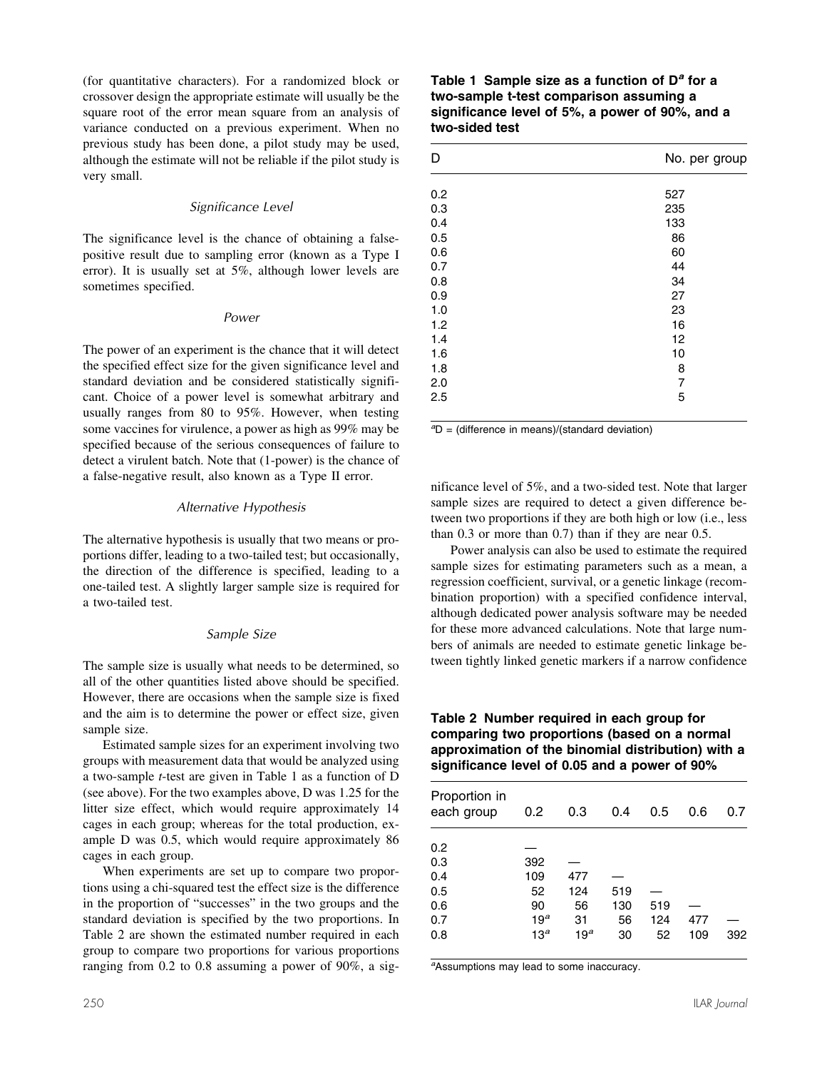(for quantitative characters). For a randomized block or crossover design the appropriate estimate will usually be the square root of the error mean square from an analysis of variance conducted on a previous experiment. When no previous study has been done, a pilot study may be used, although the estimate will not be reliable if the pilot study is very small.

### *Significance Level*

The significance level is the chance of obtaining a false-positive result due to sampling error (known as a Type I error). It is usually set at 5%, although lower levels are sometimes specified.

### *Power*

The power of an experiment is the chance that it will detect the specified effect size for the given significance level and standard deviation and be considered statistically significant. Choice of a power level is somewhat arbitrary and usually ranges from 80 to 95%. However, when testing some vaccines for virulence, a power as high as 99% may be specified because of the serious consequences of failure to detect a virulent batch. Note that (1-power) is the chance of a false-negative result, also known as a Type II error.

### *Alternative Hypothesis*

The alternative hypothesis is usually that two means or proportions differ, leading to a two-tailed test; but occasionally, the direction of the difference is specified, leading to a one-tailed test. A slightly larger sample size is required for a two-tailed test.

### *Sample Size*

The sample size is usually what needs to be determined, so all of the other quantities listed above should be specified. However, there are occasions when the sample size is fixed and the aim is to determine the power or effect size, given sample size.

Estimated sample sizes for an experiment involving two groups with measurement data that would be analyzed using a two-sample *t*-test are given in Table 1 as a function of D (see above). For the two examples above, D was 1.25 for the litter size effect, which would require approximately 14 cages in each group; whereas for the total production, example D was 0.5, which would require approximately 86 cages in each group.

When experiments are set up to compare two proportions using a chi-squared test the effect size is the difference in the proportion of "successes" in the two groups and the standard deviation is specified by the two proportions. In Table 2 are shown the estimated number required in each group to compare two proportions for various proportions ranging from 0.2 to 0.8 assuming a power of 90%, a significance level of 5%, and a two-sided test. Note that larger sample sizes are required to detect a given difference between two proportions if they are both high or low (i.e., less than 0.3 or more than 0.7) than if they are near 0.5.

Power analysis can also be used to estimate the required sample sizes for estimating parameters such as a mean, a regression coefficient, survival, or a genetic linkage (recombination proportion) with a specified confidence interval, although dedicated power analysis software may be needed for these more advanced calculations. Note that large numbers of animals are needed to estimate genetic linkage between tightly linked genetic markers if a narrow confidence

**Table 1 Sample size as a function of D[a] for a two-sample t-test comparison assuming a significance level of 5%, a power of 90%, and a two-sided test**

| D | No. per group |
|---|---|
| 0.2 | 527 |
| 0.3 | 235 |
| 0.4 | 133 |
| 0.5 | 86 |
| 0.6 | 60 |
| 0.7 | 44 |
| 0.8 | 34 |
| 0.9 | 27 |
| 1.0 | 23 |
| 1.2 | 16 |
| 1.4 | 12 |
| 1.6 | 10 |
| 1.8 | 8 |
| 2.0 | 7 |
| 2.5 | 5 |

[a]D = (difference in means)/(standard deviation)

**Table 2 Number required in each group for comparing two proportions (based on a normal approximation of the binomial distribution) with a significance level of 0.05 and a power of 90%**

| Proportion in each group | 0.2 | 0.3 | 0.4 | 0.5 | 0.6 | 0.7 |
|---|---|---|---|---|---|---|
| 0.2 | — | | | | | |
| 0.3 | 392 | — | | | | |
| 0.4 | 109 | 477 | — | | | |
| 0.5 | 52 | 124 | 519 | — | | |
| 0.6 | 90 | 56 | 130 | 519 | — | |
| 0.7 | 19[a] | 31 | 56 | 124 | 477 | — |
| 0.8 | 13[a] | 19[a] | 30 | 52 | 109 | 392 |

[a]Assumptions may lead to some inaccuracy.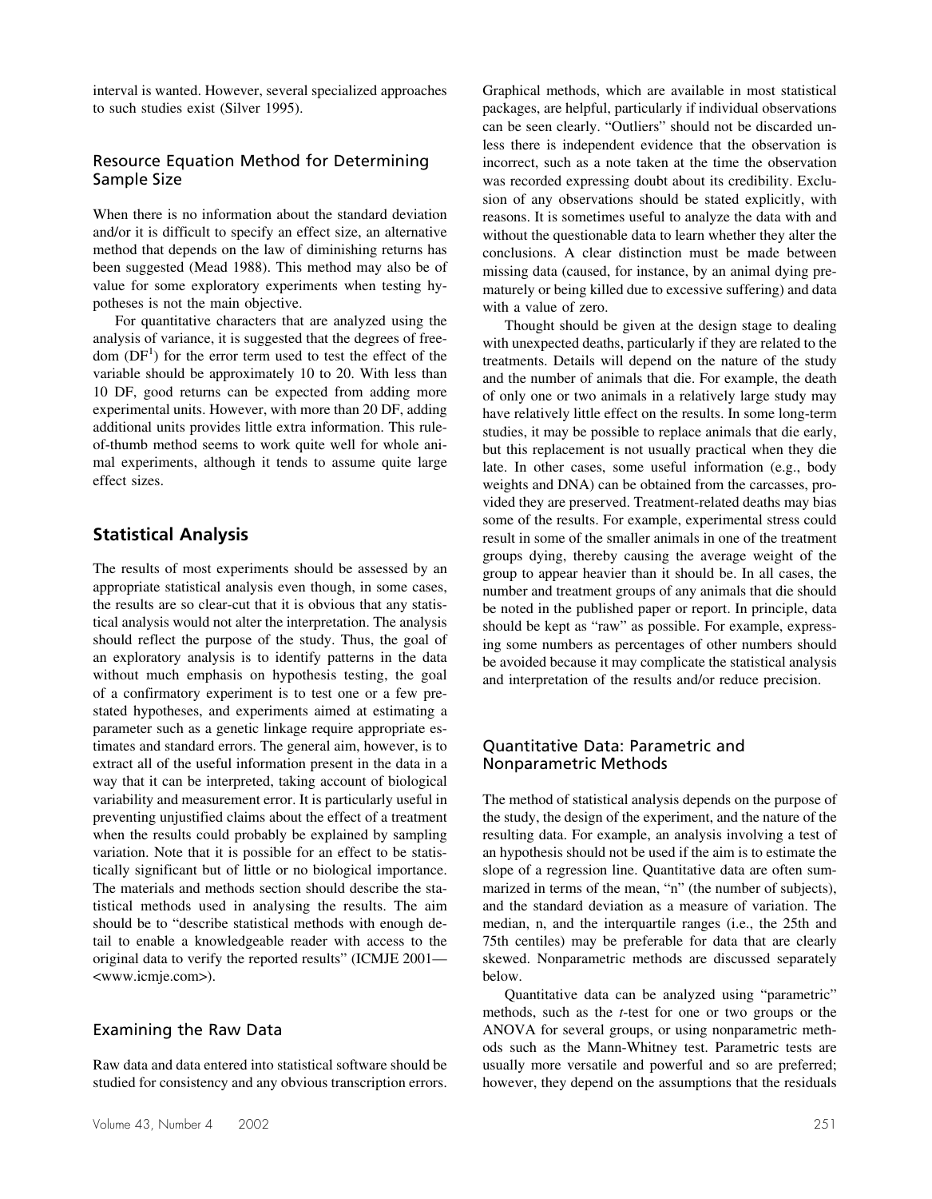interval is wanted. However, several specialized approaches to such studies exist (Silver 1995).

### Resource Equation Method for Determining Sample Size

When there is no information about the standard deviation and/or it is difficult to specify an effect size, an alternative method that depends on the law of diminishing returns has been suggested (Mead 1988). This method may also be of value for some exploratory experiments when testing hypotheses is not the main objective.

For quantitative characters that are analyzed using the analysis of variance, it is suggested that the degrees of freedom (DF[1]) for the error term used to test the effect of the variable should be approximately 10 to 20. With less than 10 DF, good returns can be expected from adding more experimental units. However, with more than 20 DF, adding additional units provides little extra information. This rule-of-thumb method seems to work quite well for whole animal experiments, although it tends to assume quite large effect sizes.

## Statistical Analysis

The results of most experiments should be assessed by an appropriate statistical analysis even though, in some cases, the results are so clear-cut that it is obvious that any statistical analysis would not alter the interpretation. The analysis should reflect the purpose of the study. Thus, the goal of an exploratory analysis is to identify patterns in the data without much emphasis on hypothesis testing, the goal of a confirmatory experiment is to test one or a few prestated hypotheses, and experiments aimed at estimating a parameter such as a genetic linkage require appropriate estimates and standard errors. The general aim, however, is to extract all of the useful information present in the data in a way that it can be interpreted, taking account of biological variability and measurement error. It is particularly useful in preventing unjustified claims about the effect of a treatment when the results could probably be explained by sampling variation. Note that it is possible for an effect to be statistically significant but of little or no biological importance. The materials and methods section should describe the statistical methods used in analysing the results. The aim should be to "describe statistical methods with enough detail to enable a knowledgeable reader with access to the original data to verify the reported results" (ICMJE 2001—<www.icmje.com>).

### Examining the Raw Data

Raw data and data entered into statistical software should be studied for consistency and any obvious transcription errors. Graphical methods, which are available in most statistical packages, are helpful, particularly if individual observations can be seen clearly. "Outliers" should not be discarded unless there is independent evidence that the observation is incorrect, such as a note taken at the time the observation was recorded expressing doubt about its credibility. Exclusion of any observations should be stated explicitly, with reasons. It is sometimes useful to analyze the data with and without the questionable data to learn whether they alter the conclusions. A clear distinction must be made between missing data (caused, for instance, by an animal dying prematurely or being killed due to excessive suffering) and data with a value of zero.

Thought should be given at the design stage to dealing with unexpected deaths, particularly if they are related to the treatments. Details will depend on the nature of the study and the number of animals that die. For example, the death of only one or two animals in a relatively large study may have relatively little effect on the results. In some long-term studies, it may be possible to replace animals that die early, but this replacement is not usually practical when they die late. In other cases, some useful information (e.g., body weights and DNA) can be obtained from the carcasses, provided they are preserved. Treatment-related deaths may bias some of the results. For example, experimental stress could result in some of the smaller animals in one of the treatment groups dying, thereby causing the average weight of the group to appear heavier than it should be. In all cases, the number and treatment groups of any animals that die should be noted in the published paper or report. In principle, data should be kept as "raw" as possible. For example, expressing some numbers as percentages of other numbers should be avoided because it may complicate the statistical analysis and interpretation of the results and/or reduce precision.

### Quantitative Data: Parametric and Nonparametric Methods

The method of statistical analysis depends on the purpose of the study, the design of the experiment, and the nature of the resulting data. For example, an analysis involving a test of an hypothesis should not be used if the aim is to estimate the slope of a regression line. Quantitative data are often summarized in terms of the mean, "n" (the number of subjects), and the standard deviation as a measure of variation. The median, n, and the interquartile ranges (i.e., the 25th and 75th centiles) may be preferable for data that are clearly skewed. Nonparametric methods are discussed separately below.

Quantitative data can be analyzed using "parametric" methods, such as the *t*-test for one or two groups or the ANOVA for several groups, or using nonparametric methods such as the Mann-Whitney test. Parametric tests are usually more versatile and powerful and so are preferred; however, they depend on the assumptions that the residuals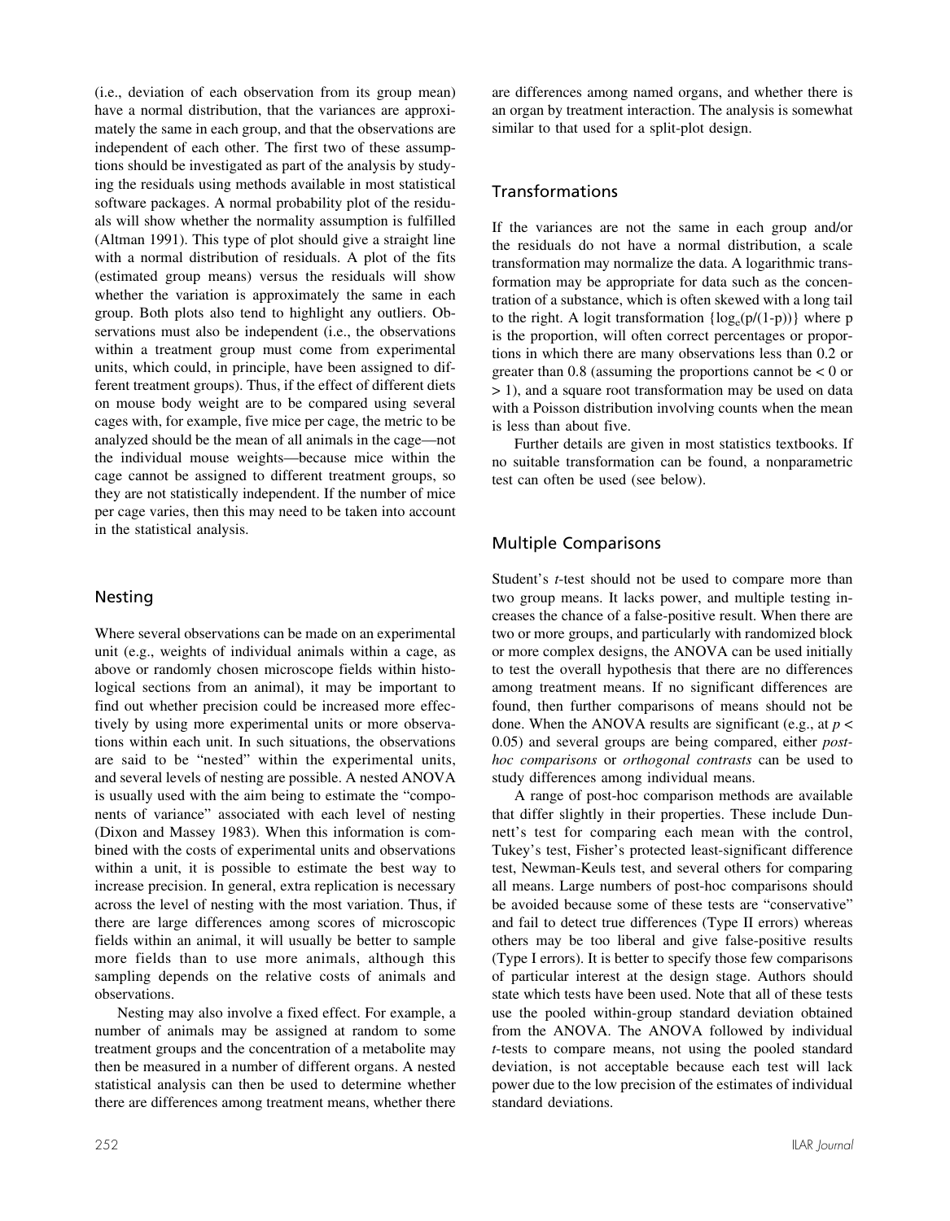(i.e., deviation of each observation from its group mean) have a normal distribution, that the variances are approximately the same in each group, and that the observations are independent of each other. The first two of these assumptions should be investigated as part of the analysis by studying the residuals using methods available in most statistical software packages. A normal probability plot of the residuals will show whether the normality assumption is fulfilled (Altman 1991). This type of plot should give a straight line with a normal distribution of residuals. A plot of the fits (estimated group means) versus the residuals will show whether the variation is approximately the same in each group. Both plots also tend to highlight any outliers. Observations must also be independent (i.e., the observations within a treatment group must come from experimental units, which could, in principle, have been assigned to different treatment groups). Thus, if the effect of different diets on mouse body weight are to be compared using several cages with, for example, five mice per cage, the metric to be analyzed should be the mean of all animals in the cage—not the individual mouse weights—because mice within the cage cannot be assigned to different treatment groups, so they are not statistically independent. If the number of mice per cage varies, then this may need to be taken into account in the statistical analysis.

## Nesting

Where several observations can be made on an experimental unit (e.g., weights of individual animals within a cage, as above or randomly chosen microscope fields within histological sections from an animal), it may be important to find out whether precision could be increased more effectively by using more experimental units or more observations within each unit. In such situations, the observations are said to be "nested" within the experimental units, and several levels of nesting are possible. A nested ANOVA is usually used with the aim being to estimate the "components of variance" associated with each level of nesting (Dixon and Massey 1983). When this information is combined with the costs of experimental units and observations within a unit, it is possible to estimate the best way to increase precision. In general, extra replication is necessary across the level of nesting with the most variation. Thus, if there are large differences among scores of microscopic fields within an animal, it will usually be better to sample more fields than to use more animals, although this sampling depends on the relative costs of animals and observations.

Nesting may also involve a fixed effect. For example, a number of animals may be assigned at random to some treatment groups and the concentration of a metabolite may then be measured in a number of different organs. A nested statistical analysis can then be used to determine whether there are differences among treatment means, whether there are differences among named organs, and whether there is an organ by treatment interaction. The analysis is somewhat similar to that used for a split-plot design.

## Transformations

If the variances are not the same in each group and/or the residuals do not have a normal distribution, a scale transformation may normalize the data. A logarithmic transformation may be appropriate for data such as the concentration of a substance, which is often skewed with a long tail to the right. A logit transformation $\{\log_e(p/(1-p))\}$ where p is the proportion, will often correct percentages or proportions in which there are many observations less than 0.2 or greater than 0.8 (assuming the proportions cannot be $< 0$ or $> 1$), and a square root transformation may be used on data with a Poisson distribution involving counts when the mean is less than about five.

Further details are given in most statistics textbooks. If no suitable transformation can be found, a nonparametric test can often be used (see below).

## Multiple Comparisons

Student's *t*-test should not be used to compare more than two group means. It lacks power, and multiple testing increases the chance of a false-positive result. When there are two or more groups, and particularly with randomized block or more complex designs, the ANOVA can be used initially to test the overall hypothesis that there are no differences among treatment means. If no significant differences are found, then further comparisons of means should not be done. When the ANOVA results are significant (e.g., at $p < 0.05$) and several groups are being compared, either *post-hoc comparisons* or *orthogonal contrasts* can be used to study differences among individual means.

A range of post-hoc comparison methods are available that differ slightly in their properties. These include Dunnett's test for comparing each mean with the control, Tukey's test, Fisher's protected least-significant difference test, Newman-Keuls test, and several others for comparing all means. Large numbers of post-hoc comparisons should be avoided because some of these tests are "conservative" and fail to detect true differences (Type II errors) whereas others may be too liberal and give false-positive results (Type I errors). It is better to specify those few comparisons of particular interest at the design stage. Authors should state which tests have been used. Note that all of these tests use the pooled within-group standard deviation obtained from the ANOVA. The ANOVA followed by individual *t*-tests to compare means, not using the pooled standard deviation, is not acceptable because each test will lack power due to the low precision of the estimates of individual standard deviations.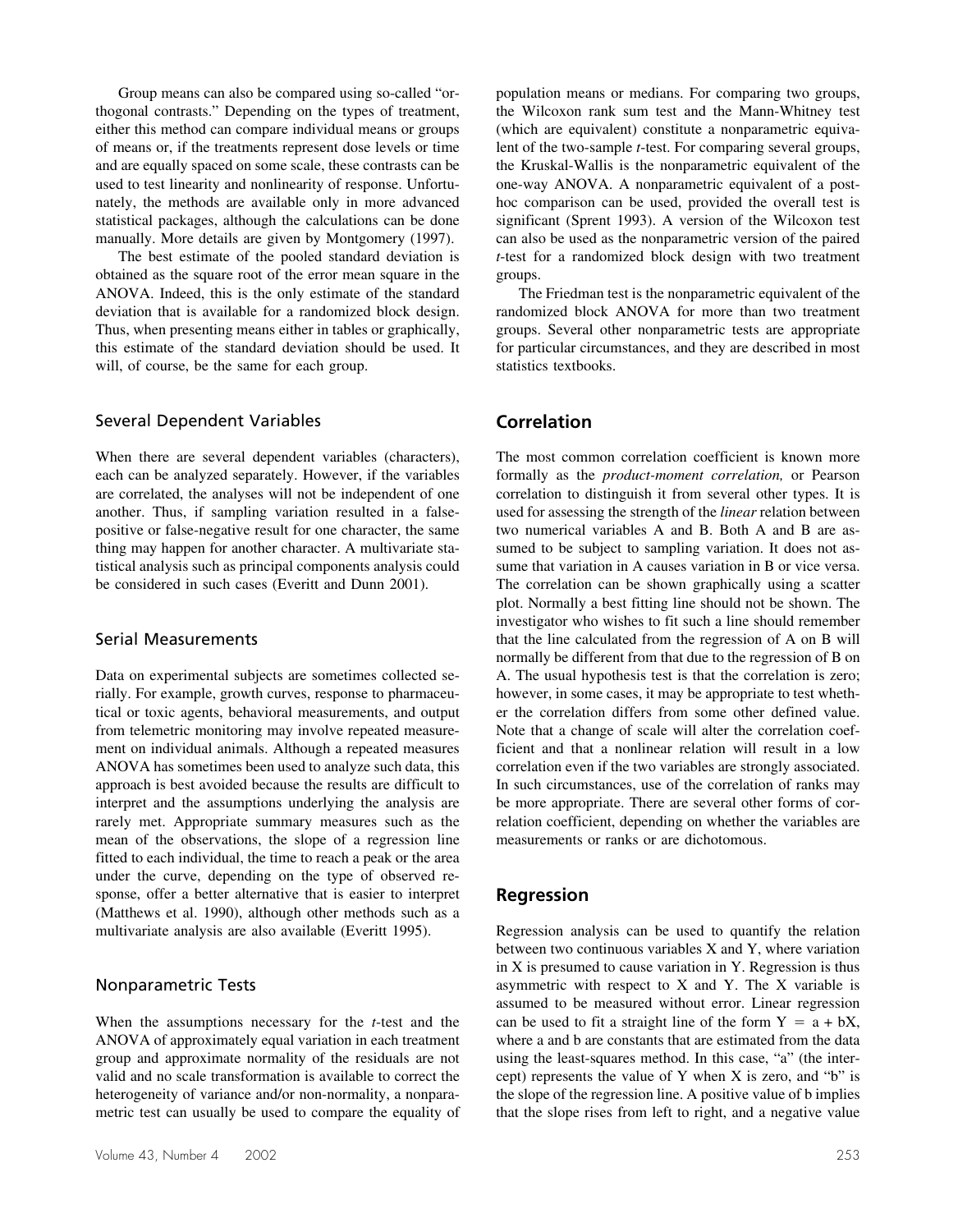Group means can also be compared using so-called "orthogonal contrasts." Depending on the types of treatment, either this method can compare individual means or groups of means or, if the treatments represent dose levels or time and are equally spaced on some scale, these contrasts can be used to test linearity and nonlinearity of response. Unfortunately, the methods are available only in more advanced statistical packages, although the calculations can be done manually. More details are given by Montgomery (1997).

The best estimate of the pooled standard deviation is obtained as the square root of the error mean square in the ANOVA. Indeed, this is the only estimate of the standard deviation that is available for a randomized block design. Thus, when presenting means either in tables or graphically, this estimate of the standard deviation should be used. It will, of course, be the same for each group.

### Several Dependent Variables

When there are several dependent variables (characters), each can be analyzed separately. However, if the variables are correlated, the analyses will not be independent of one another. Thus, if sampling variation resulted in a false-positive or false-negative result for one character, the same thing may happen for another character. A multivariate statistical analysis such as principal components analysis could be considered in such cases (Everitt and Dunn 2001).

### Serial Measurements

Data on experimental subjects are sometimes collected serially. For example, growth curves, response to pharmaceutical or toxic agents, behavioral measurements, and output from telemetric monitoring may involve repeated measurement on individual animals. Although a repeated measures ANOVA has sometimes been used to analyze such data, this approach is best avoided because the results are difficult to interpret and the assumptions underlying the analysis are rarely met. Appropriate summary measures such as the mean of the observations, the slope of a regression line fitted to each individual, the time to reach a peak or the area under the curve, depending on the type of observed response, offer a better alternative that is easier to interpret (Matthews et al. 1990), although other methods such as a multivariate analysis are also available (Everitt 1995).

### Nonparametric Tests

When the assumptions necessary for the *t*-test and the ANOVA of approximately equal variation in each treatment group and approximate normality of the residuals are not valid and no scale transformation is available to correct the heterogeneity of variance and/or non-normality, a nonparametric test can usually be used to compare the equality of population means or medians. For comparing two groups, the Wilcoxon rank sum test and the Mann-Whitney test (which are equivalent) constitute a nonparametric equivalent of the two-sample *t*-test. For comparing several groups, the Kruskal-Wallis is the nonparametric equivalent of the one-way ANOVA. A nonparametric equivalent of a post-hoc comparison can be used, provided the overall test is significant (Sprent 1993). A version of the Wilcoxon test can also be used as the nonparametric version of the paired *t*-test for a randomized block design with two treatment groups.

The Friedman test is the nonparametric equivalent of the randomized block ANOVA for more than two treatment groups. Several other nonparametric tests are appropriate for particular circumstances, and they are described in most statistics textbooks.

## Correlation

The most common correlation coefficient is known more formally as the *product-moment correlation,* or Pearson correlation to distinguish it from several other types. It is used for assessing the strength of the *linear* relation between two numerical variables A and B. Both A and B are assumed to be subject to sampling variation. It does not assume that variation in A causes variation in B or vice versa. The correlation can be shown graphically using a scatter plot. Normally a best fitting line should not be shown. The investigator who wishes to fit such a line should remember that the line calculated from the regression of A on B will normally be different from that due to the regression of B on A. The usual hypothesis test is that the correlation is zero; however, in some cases, it may be appropriate to test whether the correlation differs from some other defined value. Note that a change of scale will alter the correlation coefficient and that a nonlinear relation will result in a low correlation even if the two variables are strongly associated. In such circumstances, use of the correlation of ranks may be more appropriate. There are several other forms of correlation coefficient, depending on whether the variables are measurements or ranks or are dichotomous.

## Regression

Regression analysis can be used to quantify the relation between two continuous variables X and Y, where variation in X is presumed to cause variation in Y. Regression is thus asymmetric with respect to X and Y. The X variable is assumed to be measured without error. Linear regression can be used to fit a straight line of the form $Y = a + bX$, where a and b are constants that are estimated from the data using the least-squares method. In this case, "a" (the intercept) represents the value of Y when X is zero, and "b" is the slope of the regression line. A positive value of b implies that the slope rises from left to right, and a negative value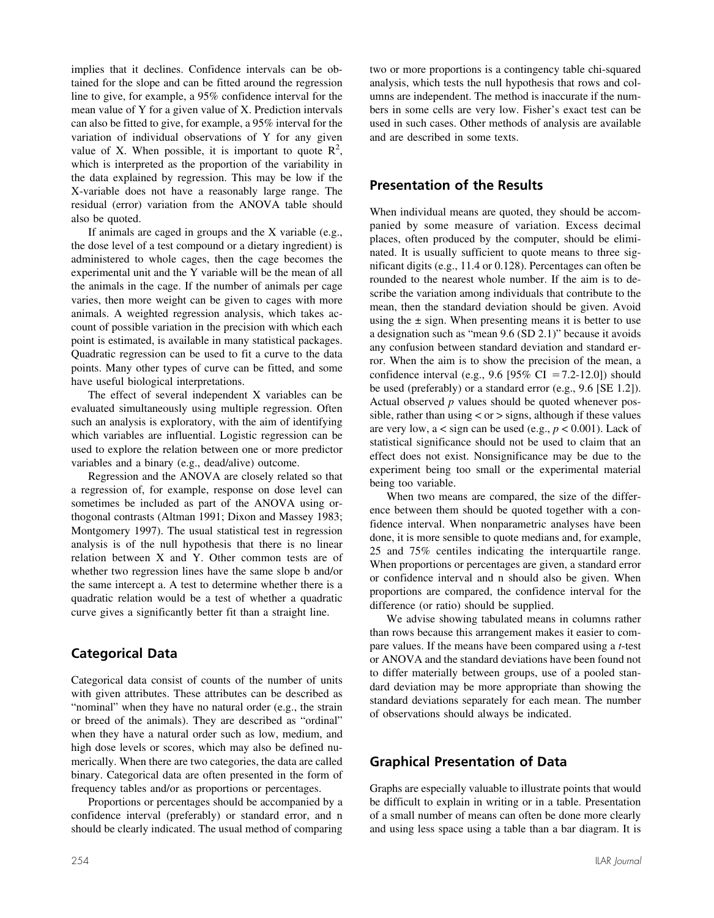implies that it declines. Confidence intervals can be obtained for the slope and can be fitted around the regression line to give, for example, a 95% confidence interval for the mean value of Y for a given value of X. Prediction intervals can also be fitted to give, for example, a 95% interval for the variation of individual observations of Y for any given value of X. When possible, it is important to quote $R^2$, which is interpreted as the proportion of the variability in the data explained by regression. This may be low if the X-variable does not have a reasonably large range. The residual (error) variation from the ANOVA table should also be quoted.

If animals are caged in groups and the X variable (e.g., the dose level of a test compound or a dietary ingredient) is administered to whole cages, then the cage becomes the experimental unit and the Y variable will be the mean of all the animals in the cage. If the number of animals per cage varies, then more weight can be given to cages with more animals. A weighted regression analysis, which takes account of possible variation in the precision with which each point is estimated, is available in many statistical packages. Quadratic regression can be used to fit a curve to the data points. Many other types of curve can be fitted, and some have useful biological interpretations.

The effect of several independent X variables can be evaluated simultaneously using multiple regression. Often such an analysis is exploratory, with the aim of identifying which variables are influential. Logistic regression can be used to explore the relation between one or more predictor variables and a binary (e.g., dead/alive) outcome.

Regression and the ANOVA are closely related so that a regression of, for example, response on dose level can sometimes be included as part of the ANOVA using orthogonal contrasts (Altman 1991; Dixon and Massey 1983; Montgomery 1997). The usual statistical test in regression analysis is of the null hypothesis that there is no linear relation between X and Y. Other common tests are of whether two regression lines have the same slope b and/or the same intercept a. A test to determine whether there is a quadratic relation would be a test of whether a quadratic curve gives a significantly better fit than a straight line.

## Categorical Data

Categorical data consist of counts of the number of units with given attributes. These attributes can be described as "nominal" when they have no natural order (e.g., the strain or breed of the animals). They are described as "ordinal" when they have a natural order such as low, medium, and high dose levels or scores, which may also be defined numerically. When there are two categories, the data are called binary. Categorical data are often presented in the form of frequency tables and/or as proportions or percentages.

Proportions or percentages should be accompanied by a confidence interval (preferably) or standard error, and n should be clearly indicated. The usual method of comparing two or more proportions is a contingency table chi-squared analysis, which tests the null hypothesis that rows and columns are independent. The method is inaccurate if the numbers in some cells are very low. Fisher's exact test can be used in such cases. Other methods of analysis are available and are described in some texts.

## Presentation of the Results

When individual means are quoted, they should be accompanied by some measure of variation. Excess decimal places, often produced by the computer, should be eliminated. It is usually sufficient to quote means to three significant digits (e.g., 11.4 or 0.128). Percentages can often be rounded to the nearest whole number. If the aim is to describe the variation among individuals that contribute to the mean, then the standard deviation should be given. Avoid using the ± sign. When presenting means it is better to use a designation such as "mean 9.6 (SD 2.1)" because it avoids any confusion between standard deviation and standard error. When the aim is to show the precision of the mean, a confidence interval (e.g., 9.6 [95% CI = 7.2-12.0]) should be used (preferably) or a standard error (e.g., 9.6 [SE 1.2]). Actual observed *p* values should be quoted whenever possible, rather than using < or > signs, although if these values are very low, a < sign can be used (e.g., $p < 0.001$). Lack of statistical significance should not be used to claim that an effect does not exist. Nonsignificance may be due to the experiment being too small or the experimental material being too variable.

When two means are compared, the size of the difference between them should be quoted together with a confidence interval. When nonparametric analyses have been done, it is more sensible to quote medians and, for example, 25 and 75% centiles indicating the interquartile range. When proportions or percentages are given, a standard error or confidence interval and n should also be given. When proportions are compared, the confidence interval for the difference (or ratio) should be supplied.

We advise showing tabulated means in columns rather than rows because this arrangement makes it easier to compare values. If the means have been compared using a *t*-test or ANOVA and the standard deviations have been found not to differ materially between groups, use of a pooled standard deviation may be more appropriate than showing the standard deviations separately for each mean. The number of observations should always be indicated.

## Graphical Presentation of Data

Graphs are especially valuable to illustrate points that would be difficult to explain in writing or in a table. Presentation of a small number of means can often be done more clearly and using less space using a table than a bar diagram. It is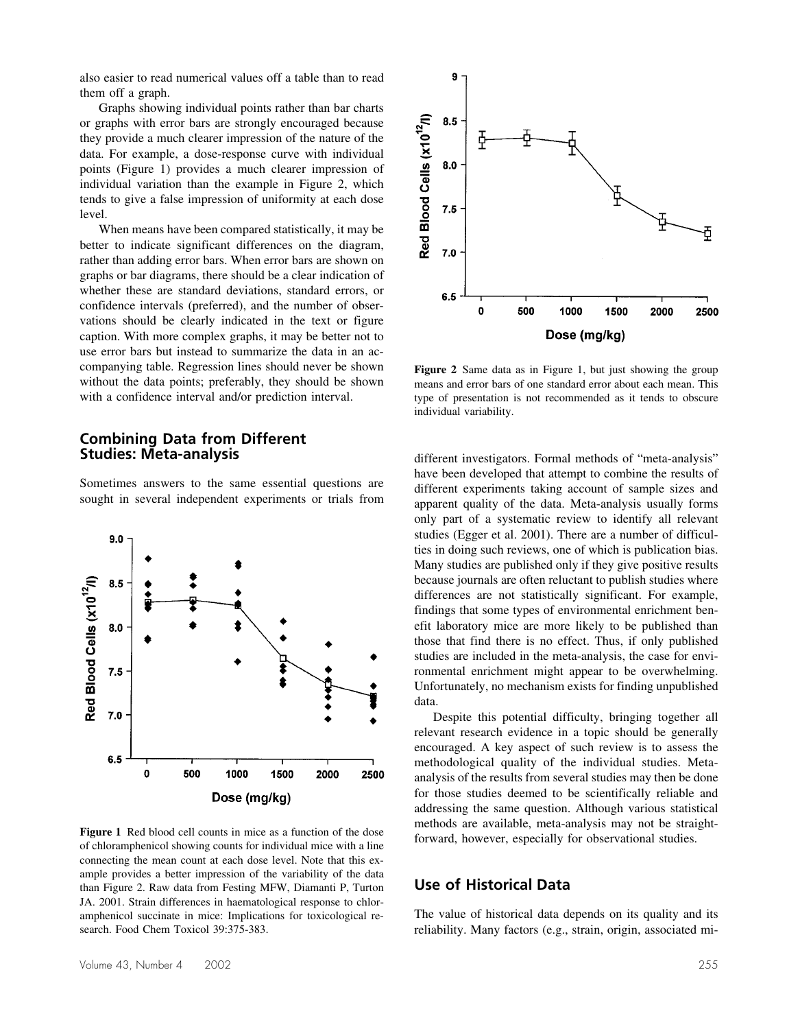also easier to read numerical values off a table than to read them off a graph.

Graphs showing individual points rather than bar charts or graphs with error bars are strongly encouraged because they provide a much clearer impression of the nature of the data. For example, a dose-response curve with individual points (Figure 1) provides a much clearer impression of individual variation than the example in Figure 2, which tends to give a false impression of uniformity at each dose level.

When means have been compared statistically, it may be better to indicate significant differences on the diagram, rather than adding error bars. When error bars are shown on graphs or bar diagrams, there should be a clear indication of whether these are standard deviations, standard errors, or confidence intervals (preferred), and the number of observations should be clearly indicated in the text or figure caption. With more complex graphs, it may be better not to use error bars but instead to summarize the data in an accompanying table. Regression lines should never be shown without the data points; preferably, they should be shown with a confidence interval and/or prediction interval.

## Combining Data from Different Studies: Meta-analysis

Sometimes answers to the same essential questions are sought in several independent experiments or trials from different investigators. Formal methods of "meta-analysis" have been developed that attempt to combine the results of different experiments taking account of sample sizes and apparent quality of the data. Meta-analysis usually forms only part of a systematic review to identify all relevant studies (Egger et al. 2001). There are a number of difficulties in doing such reviews, one of which is publication bias. Many studies are published only if they give positive results because journals are often reluctant to publish studies where differences are not statistically significant. For example, findings that some types of environmental enrichment benefit laboratory mice are more likely to be published than those that find there is no effect. Thus, if only published studies are included in the meta-analysis, the case for environmental enrichment might appear to be overwhelming. Unfortunately, no mechanism exists for finding unpublished data.

Despite this potential difficulty, bringing together all relevant research evidence in a topic should be generally encouraged. A key aspect of such review is to assess the methodological quality of the individual studies. Meta-analysis of the results from several studies may then be done for those studies deemed to be scientifically reliable and addressing the same question. Although various statistical methods are available, meta-analysis may not be straightforward, however, especially for observational studies.

**Figure 1** Red blood cell counts in mice as a function of the dose of chloramphenicol showing counts for individual mice with a line connecting the mean count at each dose level. Note that this example provides a better impression of the variability of the data than Figure 2. Raw data from Festing MFW, Diamanti P, Turton JA. 2001. Strain differences in haematological response to chloramphenicol succinate in mice: Implications for toxicological research. Food Chem Toxicol 39:375-383.

**Figure 2** Same data as in Figure 1, but just showing the group means and error bars of one standard error about each mean. This type of presentation is not recommended as it tends to obscure individual variability.

## Use of Historical Data

The value of historical data depends on its quality and its reliability. Many factors (e.g., strain, origin, associated mi-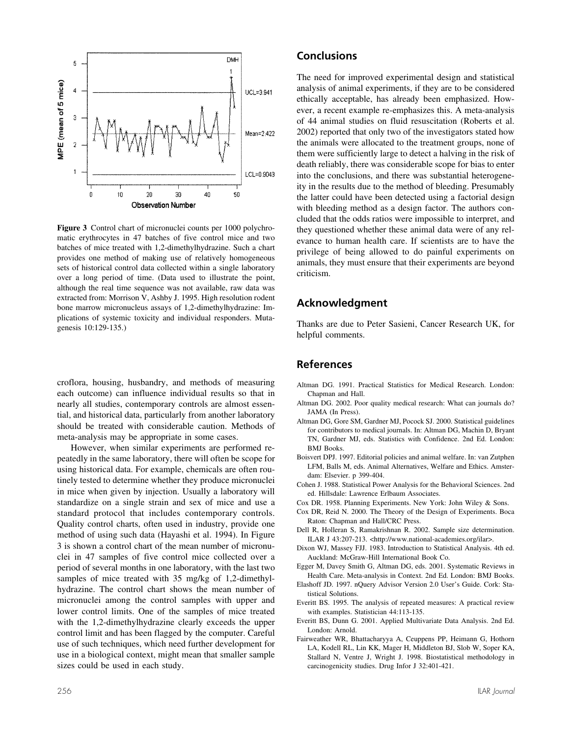Figure 3 Control chart of micronuclei counts per 1000 polychromatic erythrocytes in 47 batches of five control mice and two batches of mice treated with 1,2-dimethylhydrazine. Such a chart provides one method of making use of relatively homogeneous sets of historical control data collected within a single laboratory over a long period of time. (Data used to illustrate the point, although the real time sequence was not available, raw data was extracted from: Morrison V, Ashby J. 1995. High resolution rodent bone marrow micronucleus assays of 1,2-dimethylhydrazine: Implications of systemic toxicity and individual responders. Mutagenesis 10:129-135.)

croflora, housing, husbandry, and methods of measuring each outcome) can influence individual results so that in nearly all studies, contemporary controls are almost essential, and historical data, particularly from another laboratory should be treated with considerable caution. Methods of meta-analysis may be appropriate in some cases.

However, when similar experiments are performed repeatedly in the same laboratory, there will often be scope for using historical data. For example, chemicals are often routinely tested to determine whether they produce micronuclei in mice when given by injection. Usually a laboratory will standardize on a single strain and sex of mice and use a standard protocol that includes contemporary controls. Quality control charts, often used in industry, provide one method of using such data (Hayashi et al. 1994). In Figure 3 is shown a control chart of the mean number of micronuclei in 47 samples of five control mice collected over a period of several months in one laboratory, with the last two samples of mice treated with 35 mg/kg of 1,2-dimethylhydrazine. The control chart shows the mean number of micronuclei among the control samples with upper and lower control limits. One of the samples of mice treated with the 1,2-dimethylhydrazine clearly exceeds the upper control limit and has been flagged by the computer. Careful use of such techniques, which need further development for use in a biological context, might mean that smaller sample sizes could be used in each study.

## Conclusions

The need for improved experimental design and statistical analysis of animal experiments, if they are to be considered ethically acceptable, has already been emphasized. However, a recent example re-emphasizes this. A meta-analysis of 44 animal studies on fluid resuscitation (Roberts et al. 2002) reported that only two of the investigators stated how the animals were allocated to the treatment groups, none of them were sufficiently large to detect a halving in the risk of death reliably, there was considerable scope for bias to enter into the conclusions, and there was substantial heterogeneity in the results due to the method of bleeding. Presumably the latter could have been detected using a factorial design with bleeding method as a design factor. The authors concluded that the odds ratios were impossible to interpret, and they questioned whether these animal data were of any relevance to human health care. If scientists are to have the privilege of being allowed to do painful experiments on animals, they must ensure that their experiments are beyond criticism.

## Acknowledgment

Thanks are due to Peter Sasieni, Cancer Research UK, for helpful comments.

## References

Altman DG. 1991. Practical Statistics for Medical Research. London: Chapman and Hall.

Altman DG. 2002. Poor quality medical research: What can journals do? JAMA (In Press).

Altman DG, Gore SM, Gardner MJ, Pocock SJ. 2000. Statistical guidelines for contributors to medical journals. In: Altman DG, Machin D, Bryant TN, Gardner MJ, eds. Statistics with Confidence. 2nd Ed. London: BMJ Books.

Boisvert DPJ. 1997. Editorial policies and animal welfare. In: van Zutphen LFM, Balls M, eds. Animal Alternatives, Welfare and Ethics. Amsterdam: Elsevier. p 399-404.

Cohen J. 1988. Statistical Power Analysis for the Behavioral Sciences. 2nd ed. Hillsdale: Lawrence Erlbaum Associates.

Cox DR. 1958. Planning Experiments. New York: John Wiley & Sons.

Cox DR, Reid N. 2000. The Theory of the Design of Experiments. Boca Raton: Chapman and Hall/CRC Press.

Dell R, Holleran S, Ramakrishnan R. 2002. Sample size determination. ILAR J 43:207-213. <http://www.national-academies.org/ilar>.

Dixon WJ, Massey FJJ. 1983. Introduction to Statistical Analysis. 4th ed. Auckland: McGraw-Hill International Book Co.

Egger M, Davey Smith G, Altman DG, eds. 2001. Systematic Reviews in Health Care. Meta-analysis in Context. 2nd Ed. London: BMJ Books.

Elashoff JD. 1997. nQuery Advisor Version 2.0 User's Guide. Cork: Statistical Solutions.

Everitt BS. 1995. The analysis of repeated measures: A practical review with examples. Statistician 44:113-135.

Everitt BS, Dunn G. 2001. Applied Multivariate Data Analysis. 2nd Ed. London: Arnold.

Fairweather WR, Bhattacharyya A, Ceuppens PP, Heimann G, Hothorn LA, Kodell RL, Lin KK, Mager H, Middleton BJ, Slob W, Soper KA, Stallard N, Ventre J, Wright J. 1998. Biostatistical methodology in carcinogenicity studies. Drug Infor J 32:401-421.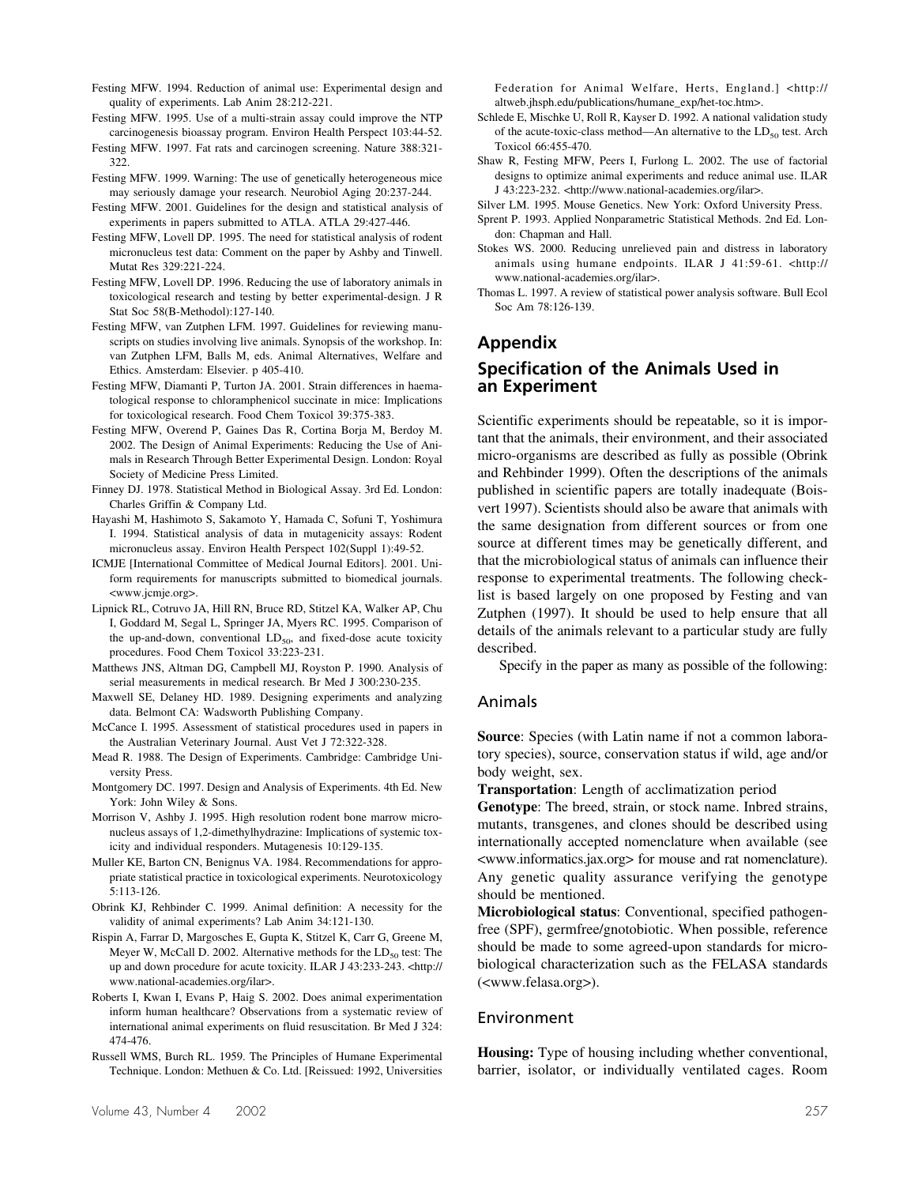Festing MFW. 1994. Reduction of animal use: Experimental design and quality of experiments. Lab Anim 28:212-221.

Festing MFW. 1995. Use of a multi-strain assay could improve the NTP carcinogenesis bioassay program. Environ Health Perspect 103:44-52.

Festing MFW. 1997. Fat rats and carcinogen screening. Nature 388:321-322.

Festing MFW. 1999. Warning: The use of genetically heterogeneous mice may seriously damage your research. Neurobiol Aging 20:237-244.

Festing MFW. 2001. Guidelines for the design and statistical analysis of experiments in papers submitted to ATLA. ATLA 29:427-446.

Festing MFW, Lovell DP. 1995. The need for statistical analysis of rodent micronucleus test data: Comment on the paper by Ashby and Tinwell. Mutat Res 329:221-224.

Festing MFW, Lovell DP. 1996. Reducing the use of laboratory animals in toxicological research and testing by better experimental-design. J R Stat Soc 58(B-Methodol):127-140.

Festing MFW, van Zutphen LFM. 1997. Guidelines for reviewing manuscripts on studies involving live animals. Synopsis of the workshop. In: van Zutphen LFM, Balls M, eds. Animal Alternatives, Welfare and Ethics. Amsterdam: Elsevier. p 405-410.

Festing MFW, Diamanti P, Turton JA. 2001. Strain differences in haematological response to chloramphenicol succinate in mice: Implications for toxicological research. Food Chem Toxicol 39:375-383.

Festing MFW, Overend P, Gaines Das R, Cortina Borja M, Berdoy M. 2002. The Design of Animal Experiments: Reducing the Use of Animals in Research Through Better Experimental Design. London: Royal Society of Medicine Press Limited.

Finney DJ. 1978. Statistical Method in Biological Assay. 3rd Ed. London: Charles Griffin & Company Ltd.

Hayashi M, Hashimoto S, Sakamoto Y, Hamada C, Sofuni T, Yoshimura I. 1994. Statistical analysis of data in mutagenicity assays: Rodent micronucleus assay. Environ Health Perspect 102(Suppl 1):49-52.

ICMJE [International Committee of Medical Journal Editors]. 2001. Uniform requirements for manuscripts submitted to biomedical journals. <www.jcmje.org>.

Lipnick RL, Cotruvo JA, Hill RN, Bruce RD, Stitzel KA, Walker AP, Chu I, Goddard M, Segal L, Springer JA, Myers RC. 1995. Comparison of the up-and-down, conventional $LD_{50}$, and fixed-dose acute toxicity procedures. Food Chem Toxicol 33:223-231.

Matthews JNS, Altman DG, Campbell MJ, Royston P. 1990. Analysis of serial measurements in medical research. Br Med J 300:230-235.

Maxwell SE, Delaney HD. 1989. Designing experiments and analyzing data. Belmont CA: Wadsworth Publishing Company.

McCance I. 1995. Assessment of statistical procedures used in papers in the Australian Veterinary Journal. Aust Vet J 72:322-328.

Mead R. 1988. The Design of Experiments. Cambridge: Cambridge University Press.

Montgomery DC. 1997. Design and Analysis of Experiments. 4th Ed. New York: John Wiley & Sons.

Morrison V, Ashby J. 1995. High resolution rodent bone marrow micronucleus assays of 1,2-dimethylhydrazine: Implications of systemic toxicity and individual responders. Mutagenesis 10:129-135.

Muller KE, Barton CN, Benignus VA. 1984. Recommendations for appropriate statistical practice in toxicological experiments. Neurotoxicology 5:113-126.

Obrink KJ, Rehbinder C. 1999. Animal definition: A necessity for the validity of animal experiments? Lab Anim 34:121-130.

Rispin A, Farrar D, Margosches E, Gupta K, Stitzel K, Carr G, Greene M, Meyer W, McCall D. 2002. Alternative methods for the $LD_{50}$ test: The up and down procedure for acute toxicity. ILAR J 43:233-243. <http://www.national-academies.org/ilar>.

Roberts I, Kwan I, Evans P, Haig S. 2002. Does animal experimentation inform human healthcare? Observations from a systematic review of international animal experiments on fluid resuscitation. Br Med J 324: 474-476.

Russell WMS, Burch RL. 1959. The Principles of Humane Experimental Technique. London: Methuen & Co. Ltd. [Reissued: 1992, Universities Federation for Animal Welfare, Herts, England.] <http://altweb.jhsph.edu/publications/humane_exp/het-toc.htm>.

Schlede E, Mischke U, Roll R, Kayser D. 1992. A national validation study of the acute-toxic-class method—An alternative to the $LD_{50}$ test. Arch Toxicol 66:455-470.

Shaw R, Festing MFW, Peers I, Furlong L. 2002. The use of factorial designs to optimize animal experiments and reduce animal use. ILAR J 43:223-232. <http://www.national-academies.org/ilar>.

Silver LM. 1995. Mouse Genetics. New York: Oxford University Press.

Sprent P. 1993. Applied Nonparametric Statistical Methods. 2nd Ed. London: Chapman and Hall.

Stokes WS. 2000. Reducing unrelieved pain and distress in laboratory animals using humane endpoints. ILAR J 41:59-61. <http://www.national-academies.org/ilar>.

Thomas L. 1997. A review of statistical power analysis software. Bull Ecol Soc Am 78:126-139.

## Appendix

## Specification of the Animals Used in an Experiment

Scientific experiments should be repeatable, so it is important that the animals, their environment, and their associated micro-organisms are described as fully as possible (Obrink and Rehbinder 1999). Often the descriptions of the animals published in scientific papers are totally inadequate (Boisvert 1997). Scientists should also be aware that animals with the same designation from different sources or from one source at different times may be genetically different, and that the microbiological status of animals can influence their response to experimental treatments. The following checklist is based largely on one proposed by Festing and van Zutphen (1997). It should be used to help ensure that all details of the animals relevant to a particular study are fully described.

Specify in the paper as many as possible of the following:

### Animals

**Source**: Species (with Latin name if not a common laboratory species), source, conservation status if wild, age and/or body weight, sex.

**Transportation**: Length of acclimatization period

**Genotype**: The breed, strain, or stock name. Inbred strains, mutants, transgenes, and clones should be described using internationally accepted nomenclature when available (see <www.informatics.jax.org> for mouse and rat nomenclature). Any genetic quality assurance verifying the genotype should be mentioned.

**Microbiological status**: Conventional, specified pathogen-free (SPF), germfree/gnotobiotic. When possible, reference should be made to some agreed-upon standards for microbiological characterization such as the FELASA standards (<www.felasa.org>).

### Environment

**Housing:** Type of housing including whether conventional, barrier, isolator, or individually ventilated cages. Room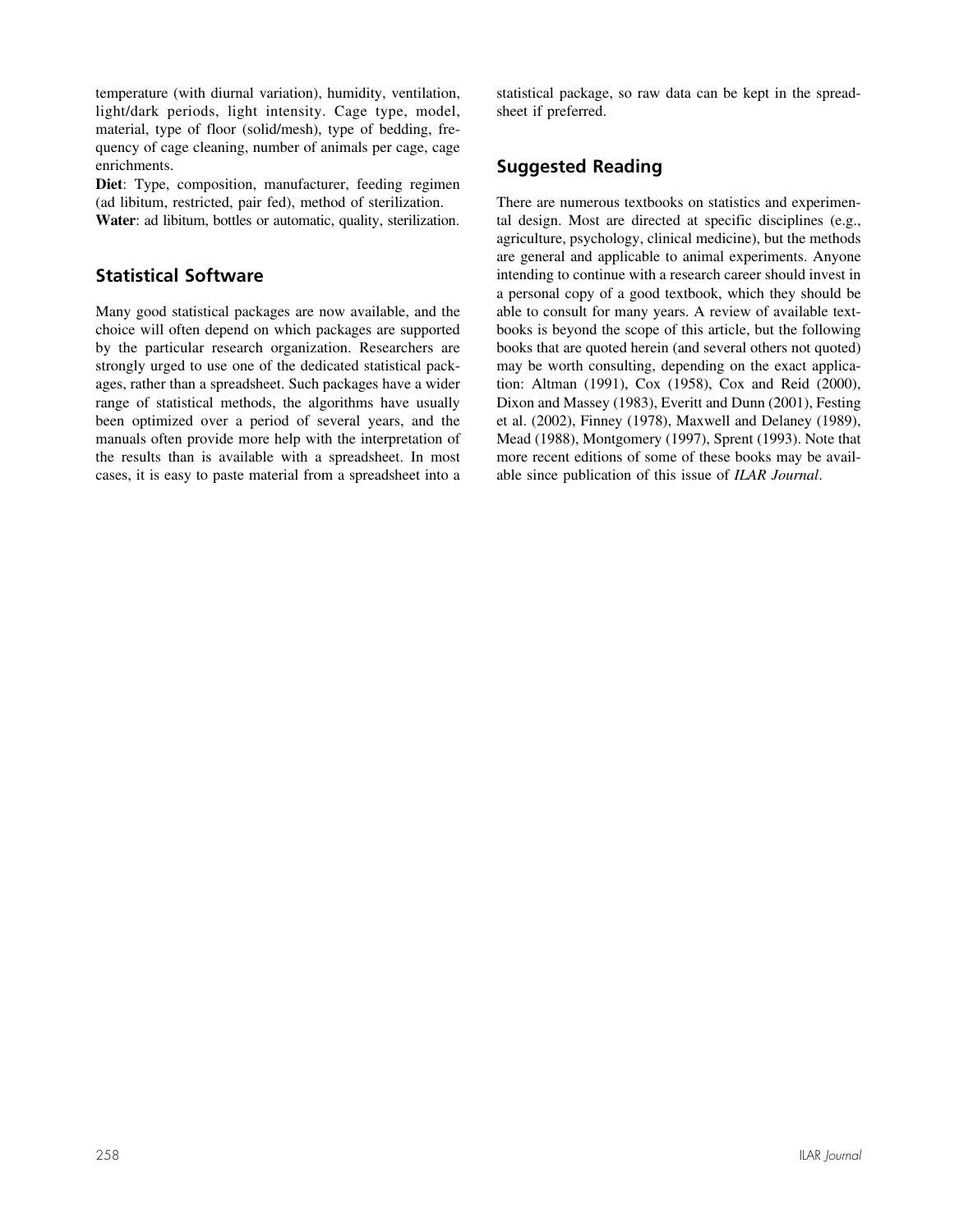temperature (with diurnal variation), humidity, ventilation, light/dark periods, light intensity. Cage type, model, material, type of floor (solid/mesh), type of bedding, frequency of cage cleaning, number of animals per cage, cage enrichments.

**Diet**: Type, composition, manufacturer, feeding regimen (ad libitum, restricted, pair fed), method of sterilization.

**Water**: ad libitum, bottles or automatic, quality, sterilization.

## Statistical Software

Many good statistical packages are now available, and the choice will often depend on which packages are supported by the particular research organization. Researchers are strongly urged to use one of the dedicated statistical packages, rather than a spreadsheet. Such packages have a wider range of statistical methods, the algorithms have usually been optimized over a period of several years, and the manuals often provide more help with the interpretation of the results than is available with a spreadsheet. In most cases, it is easy to paste material from a spreadsheet into a statistical package, so raw data can be kept in the spreadsheet if preferred.

## Suggested Reading

There are numerous textbooks on statistics and experimental design. Most are directed at specific disciplines (e.g., agriculture, psychology, clinical medicine), but the methods are general and applicable to animal experiments. Anyone intending to continue with a research career should invest in a personal copy of a good textbook, which they should be able to consult for many years. A review of available textbooks is beyond the scope of this article, but the following books that are quoted herein (and several others not quoted) may be worth consulting, depending on the exact application: Altman (1991), Cox (1958), Cox and Reid (2000), Dixon and Massey (1983), Everitt and Dunn (2001), Festing et al. (2002), Finney (1978), Maxwell and Delaney (1989), Mead (1988), Montgomery (1997), Sprent (1993). Note that more recent editions of some of these books may be available since publication of this issue of *ILAR Journal*.